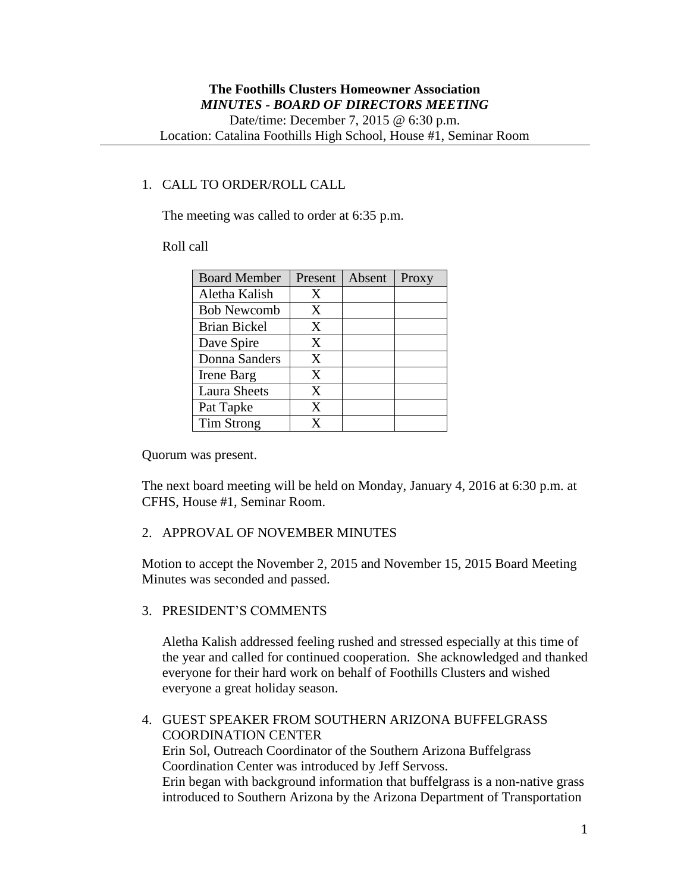**The Foothills Clusters Homeowner Association**
***MINUTES - BOARD OF DIRECTORS MEETING***
Date/time: December 7, 2015 @ 6:30 p.m.
Location: Catalina Foothills High School, House #1, Seminar Room

1. CALL TO ORDER/ROLL CALL

   The meeting was called to order at 6:35 p.m.

   Roll call

| Board Member | Present | Absent | Proxy |
|---|---|---|---|
| Aletha Kalish | X | | |
| Bob Newcomb | X | | |
| Brian Bickel | X | | |
| Dave Spire | X | | |
| Donna Sanders | X | | |
| Irene Barg | X | | |
| Laura Sheets | X | | |
| Pat Tapke | X | | |
| Tim Strong | X | | |

Quorum was present.

The next board meeting will be held on Monday, January 4, 2016 at 6:30 p.m. at CFHS, House #1, Seminar Room.

2. APPROVAL OF NOVEMBER MINUTES

Motion to accept the November 2, 2015 and November 15, 2015 Board Meeting Minutes was seconded and passed.

3. PRESIDENT'S COMMENTS

   Aletha Kalish addressed feeling rushed and stressed especially at this time of the year and called for continued cooperation. She acknowledged and thanked everyone for their hard work on behalf of Foothills Clusters and wished everyone a great holiday season.

4. GUEST SPEAKER FROM SOUTHERN ARIZONA BUFFELGRASS COORDINATION CENTER
   Erin Sol, Outreach Coordinator of the Southern Arizona Buffelgrass Coordination Center was introduced by Jeff Servoss.
   Erin began with background information that buffelgrass is a non-native grass introduced to Southern Arizona by the Arizona Department of Transportation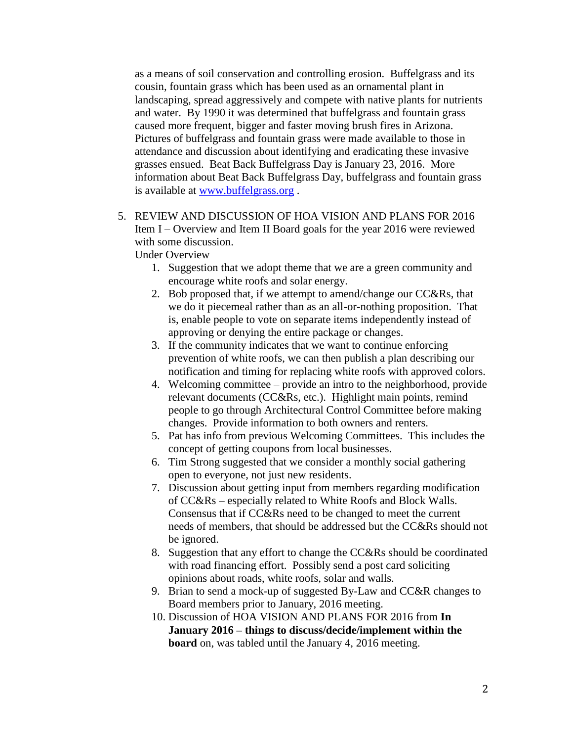as a means of soil conservation and controlling erosion. Buffelgrass and its cousin, fountain grass which has been used as an ornamental plant in landscaping, spread aggressively and compete with native plants for nutrients and water. By 1990 it was determined that buffelgrass and fountain grass caused more frequent, bigger and faster moving brush fires in Arizona. Pictures of buffelgrass and fountain grass were made available to those in attendance and discussion about identifying and eradicating these invasive grasses ensued. Beat Back Buffelgrass Day is January 23, 2016. More information about Beat Back Buffelgrass Day, buffelgrass and fountain grass is available at [www.buffelgrass.org](http://www.buffelgrass.org) .

5. REVIEW AND DISCUSSION OF HOA VISION AND PLANS FOR 2016
   Item I – Overview and Item II Board goals for the year 2016 were reviewed with some discussion.
   Under Overview
   1. Suggestion that we adopt theme that we are a green community and encourage white roofs and solar energy.
   2. Bob proposed that, if we attempt to amend/change our CC&Rs, that we do it piecemeal rather than as an all-or-nothing proposition. That is, enable people to vote on separate items independently instead of approving or denying the entire package or changes.
   3. If the community indicates that we want to continue enforcing prevention of white roofs, we can then publish a plan describing our notification and timing for replacing white roofs with approved colors.
   4. Welcoming committee – provide an intro to the neighborhood, provide relevant documents (CC&Rs, etc.). Highlight main points, remind people to go through Architectural Control Committee before making changes. Provide information to both owners and renters.
   5. Pat has info from previous Welcoming Committees. This includes the concept of getting coupons from local businesses.
   6. Tim Strong suggested that we consider a monthly social gathering open to everyone, not just new residents.
   7. Discussion about getting input from members regarding modification of CC&Rs – especially related to White Roofs and Block Walls. Consensus that if CC&Rs need to be changed to meet the current needs of members, that should be addressed but the CC&Rs should not be ignored.
   8. Suggestion that any effort to change the CC&Rs should be coordinated with road financing effort. Possibly send a post card soliciting opinions about roads, white roofs, solar and walls.
   9. Brian to send a mock-up of suggested By-Law and CC&R changes to Board members prior to January, 2016 meeting.
   10. Discussion of HOA VISION AND PLANS FOR 2016 from **In January 2016 – things to discuss/decide/implement within the board** on, was tabled until the January 4, 2016 meeting.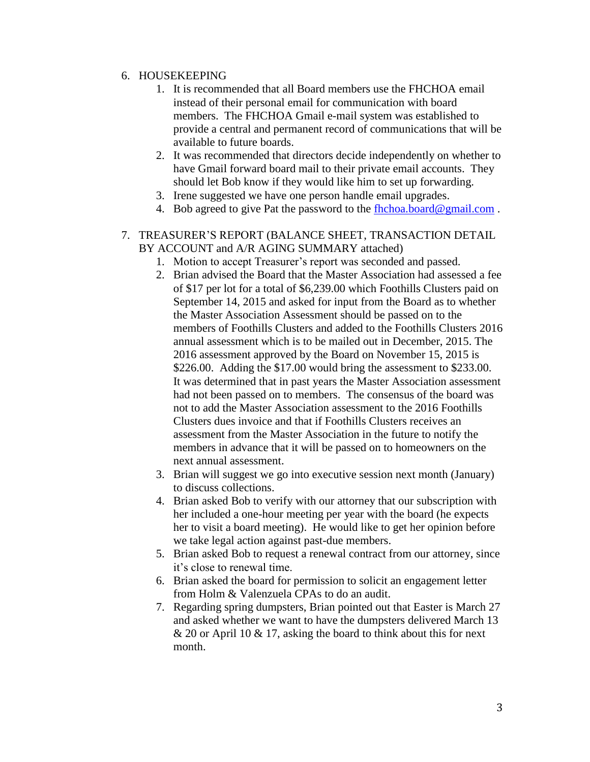6. HOUSEKEEPING
    1. It is recommended that all Board members use the FHCHOA email instead of their personal email for communication with board members. The FHCHOA Gmail e-mail system was established to provide a central and permanent record of communications that will be available to future boards.
    2. It was recommended that directors decide independently on whether to have Gmail forward board mail to their private email accounts. They should let Bob know if they would like him to set up forwarding.
    3. Irene suggested we have one person handle email upgrades.
    4. Bob agreed to give Pat the password to the fhchoa.board@gmail.com .

7. TREASURER'S REPORT (BALANCE SHEET, TRANSACTION DETAIL BY ACCOUNT and A/R AGING SUMMARY attached)
    1. Motion to accept Treasurer's report was seconded and passed.
    2. Brian advised the Board that the Master Association had assessed a fee of $17 per lot for a total of $6,239.00 which Foothills Clusters paid on September 14, 2015 and asked for input from the Board as to whether the Master Association Assessment should be passed on to the members of Foothills Clusters and added to the Foothills Clusters 2016 annual assessment which is to be mailed out in December, 2015. The 2016 assessment approved by the Board on November 15, 2015 is $226.00. Adding the $17.00 would bring the assessment to $233.00. It was determined that in past years the Master Association assessment had not been passed on to members. The consensus of the board was not to add the Master Association assessment to the 2016 Foothills Clusters dues invoice and that if Foothills Clusters receives an assessment from the Master Association in the future to notify the members in advance that it will be passed on to homeowners on the next annual assessment.
    3. Brian will suggest we go into executive session next month (January) to discuss collections.
    4. Brian asked Bob to verify with our attorney that our subscription with her included a one-hour meeting per year with the board (he expects her to visit a board meeting). He would like to get her opinion before we take legal action against past-due members.
    5. Brian asked Bob to request a renewal contract from our attorney, since it's close to renewal time.
    6. Brian asked the board for permission to solicit an engagement letter from Holm & Valenzuela CPAs to do an audit.
    7. Regarding spring dumpsters, Brian pointed out that Easter is March 27 and asked whether we want to have the dumpsters delivered March 13 & 20 or April 10 & 17, asking the board to think about this for next month.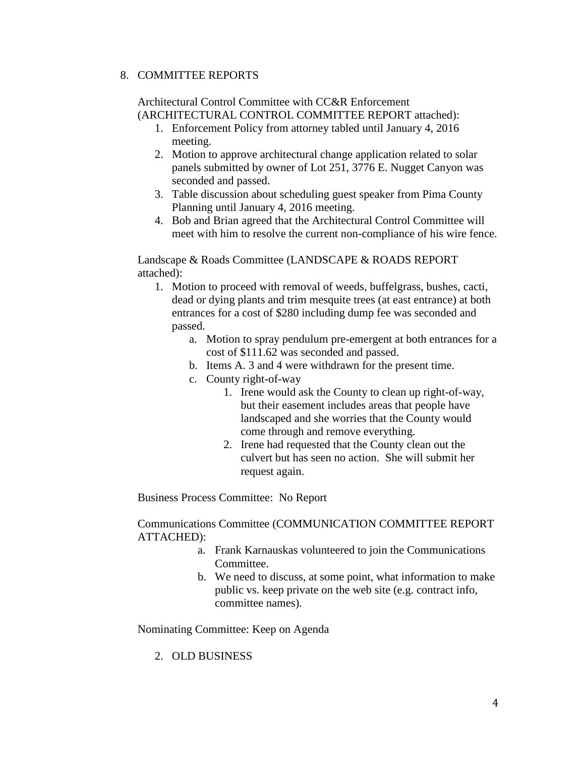8. COMMITTEE REPORTS

Architectural Control Committee with CC&R Enforcement (ARCHITECTURAL CONTROL COMMITTEE REPORT attached):

1. Enforcement Policy from attorney tabled until January 4, 2016 meeting.
2. Motion to approve architectural change application related to solar panels submitted by owner of Lot 251, 3776 E. Nugget Canyon was seconded and passed.
3. Table discussion about scheduling guest speaker from Pima County Planning until January 4, 2016 meeting.
4. Bob and Brian agreed that the Architectural Control Committee will meet with him to resolve the current non-compliance of his wire fence.

Landscape & Roads Committee (LANDSCAPE & ROADS REPORT attached):

1. Motion to proceed with removal of weeds, buffelgrass, bushes, cacti, dead or dying plants and trim mesquite trees (at east entrance) at both entrances for a cost of $280 including dump fee was seconded and passed.
   a. Motion to spray pendulum pre-emergent at both entrances for a cost of $111.62 was seconded and passed.
   b. Items A. 3 and 4 were withdrawn for the present time.
   c. County right-of-way
      1. Irene would ask the County to clean up right-of-way, but their easement includes areas that people have landscaped and she worries that the County would come through and remove everything.
      2. Irene had requested that the County clean out the culvert but has seen no action. She will submit her request again.

Business Process Committee: No Report

Communications Committee (COMMUNICATION COMMITTEE REPORT ATTACHED):

a. Frank Karnauskas volunteered to join the Communications Committee.
b. We need to discuss, at some point, what information to make public vs. keep private on the web site (e.g. contract info, committee names).

Nominating Committee: Keep on Agenda

2. OLD BUSINESS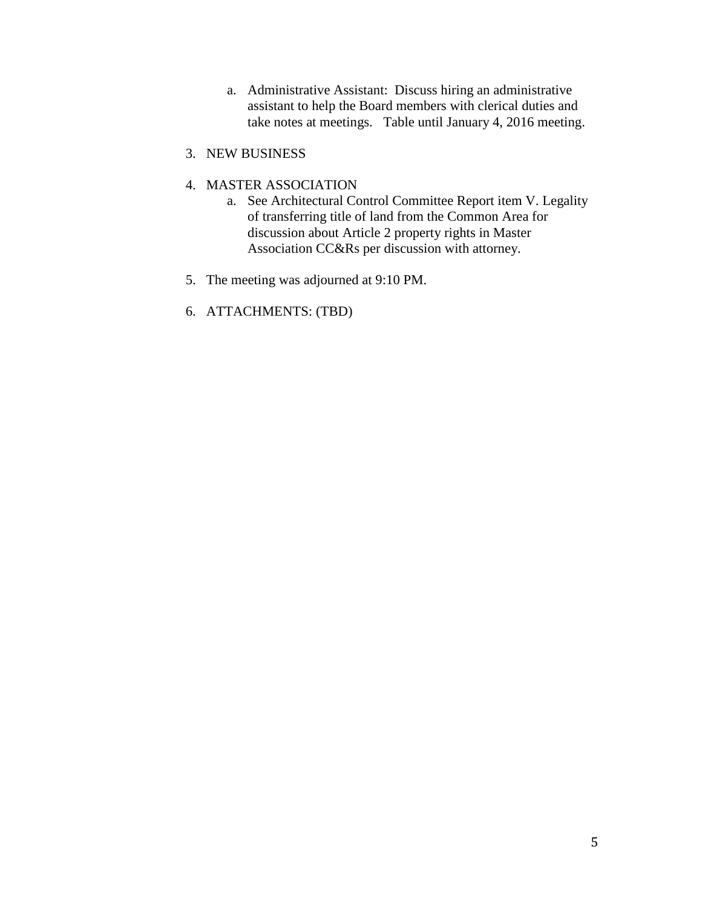a. Administrative Assistant: Discuss hiring an administrative assistant to help the Board members with clerical duties and take notes at meetings. Table until January 4, 2016 meeting.

3. NEW BUSINESS

4. MASTER ASSOCIATION
   a. See Architectural Control Committee Report item V. Legality of transferring title of land from the Common Area for discussion about Article 2 property rights in Master Association CC&Rs per discussion with attorney.

5. The meeting was adjourned at 9:10 PM.

6. ATTACHMENTS: (TBD)